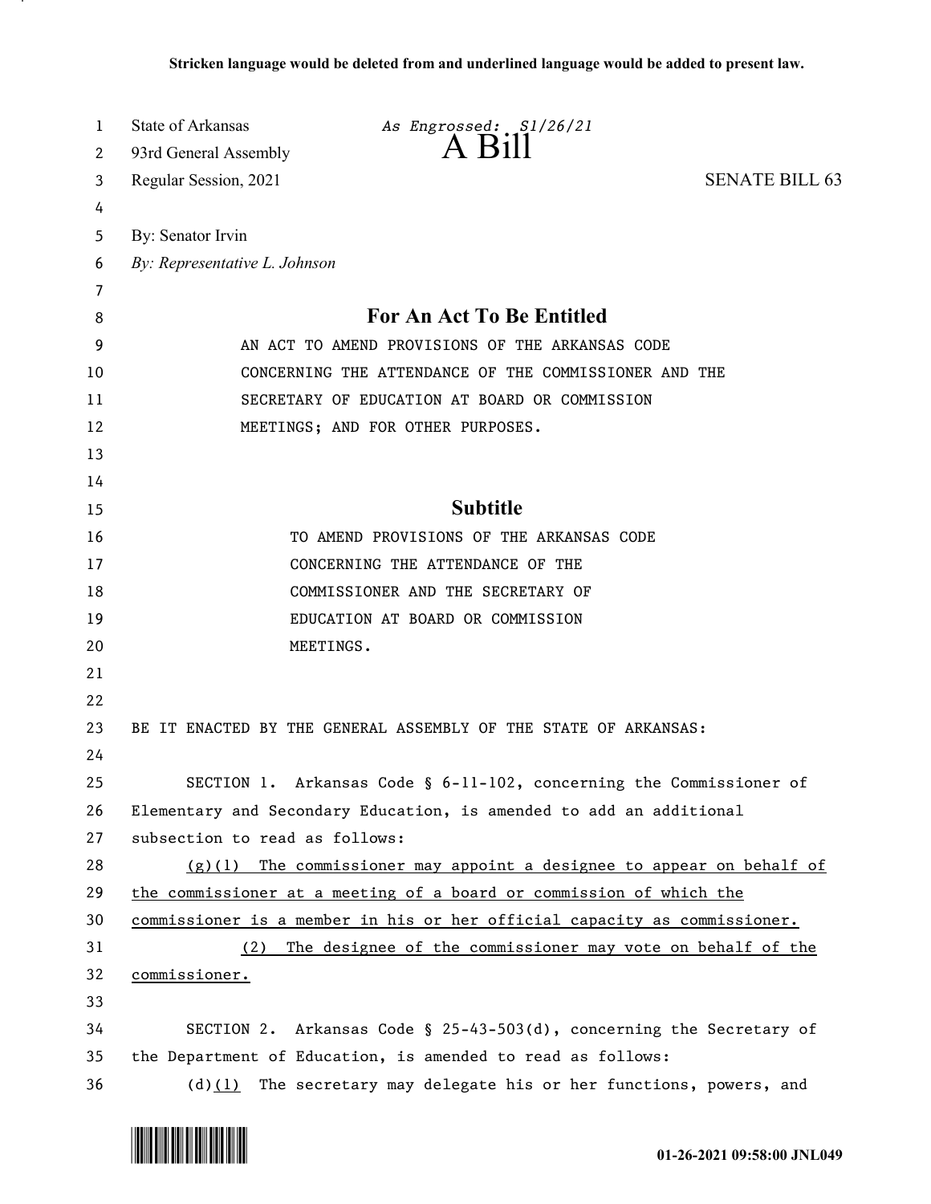**Stricken language would be deleted from and underlined language would be added to present law.**

State of Arkansas *As Engrossed: S1/26/21*
93rd General Assembly **A Bill**
Regular Session, 2021 SENATE BILL 63

By: Senator Irvin
*By: Representative L. Johnson*

## For An Act To Be Entitled

AN ACT TO AMEND PROVISIONS OF THE ARKANSAS CODE CONCERNING THE ATTENDANCE OF THE COMMISSIONER AND THE SECRETARY OF EDUCATION AT BOARD OR COMMISSION MEETINGS; AND FOR OTHER PURPOSES.

## Subtitle

TO AMEND PROVISIONS OF THE ARKANSAS CODE CONCERNING THE ATTENDANCE OF THE COMMISSIONER AND THE SECRETARY OF EDUCATION AT BOARD OR COMMISSION MEETINGS.

BE IT ENACTED BY THE GENERAL ASSEMBLY OF THE STATE OF ARKANSAS:

SECTION 1. Arkansas Code § 6-11-102, concerning the Commissioner of Elementary and Secondary Education, is amended to add an additional subsection to read as follows:

<u>(g)(1) The commissioner may appoint a designee to appear on behalf of the commissioner at a meeting of a board or commission of which the commissioner is a member in his or her official capacity as commissioner.</u>

<u>(2) The designee of the commissioner may vote on behalf of the commissioner.</u>

SECTION 2. Arkansas Code § 25-43-503(d), concerning the Secretary of the Department of Education, is amended to read as follows:

(d)<u>(1)</u> The secretary may delegate his or her functions, powers, and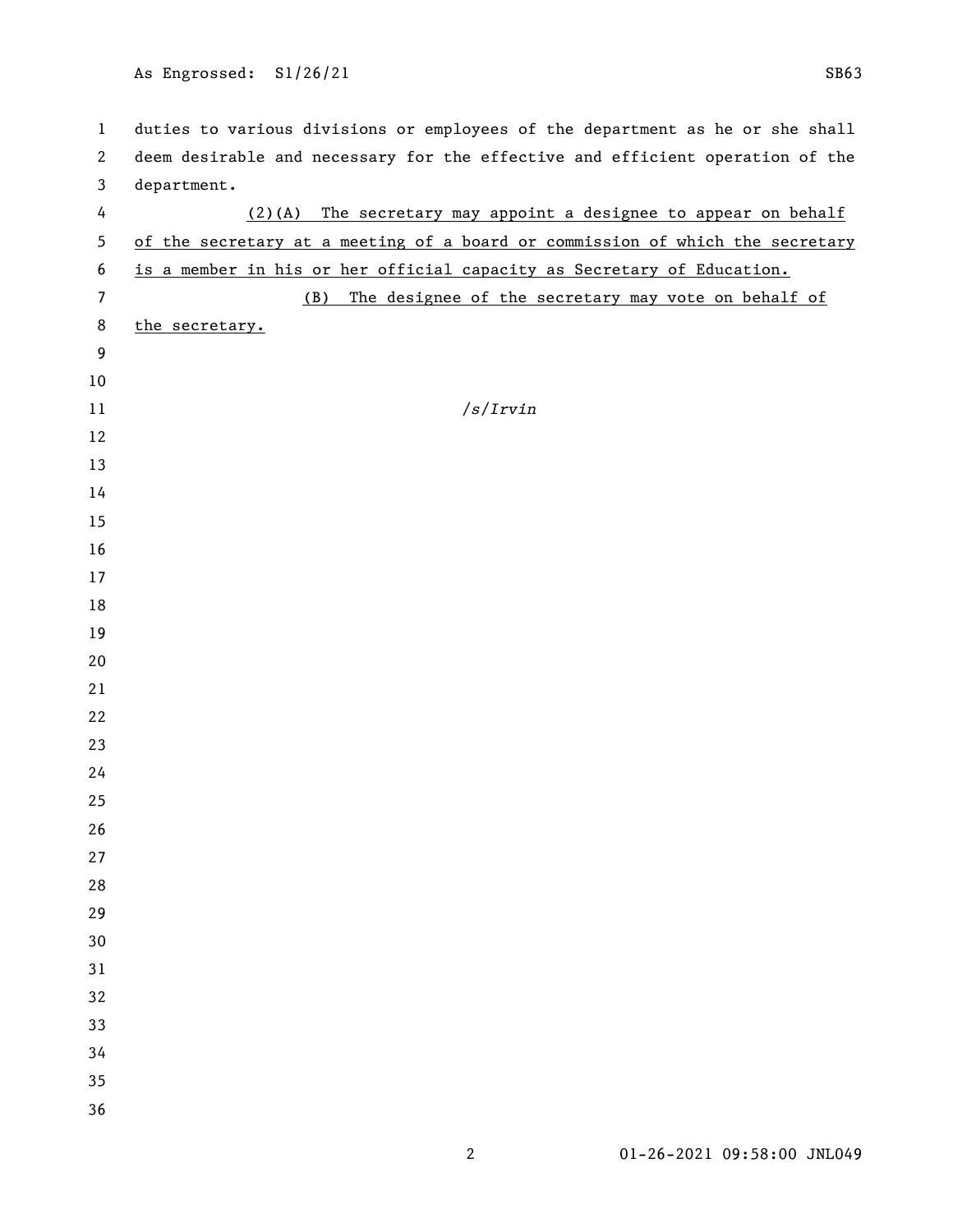duties to various divisions or employees of the department as he or she shall deem desirable and necessary for the effective and efficient operation of the department.

(2)(A) The secretary may appoint a designee to appear on behalf of the secretary at a meeting of a board or commission of which the secretary is a member in his or her official capacity as Secretary of Education.

(B) The designee of the secretary may vote on behalf of the secretary.

*/s/Irvin*